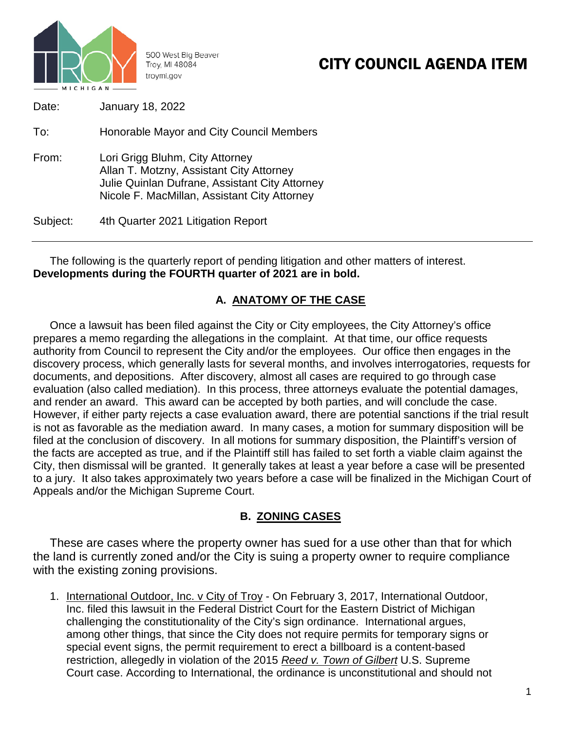500 West Big Beaver
Troy, MI 48084
troymi.gov

# CITY COUNCIL AGENDA ITEM

Date: January 18, 2022

To: Honorable Mayor and City Council Members

From: Lori Grigg Bluhm, City Attorney
Allan T. Motzny, Assistant City Attorney
Julie Quinlan Dufrane, Assistant City Attorney
Nicole F. MacMillan, Assistant City Attorney

Subject: 4th Quarter 2021 Litigation Report

---

The following is the quarterly report of pending litigation and other matters of interest. **Developments during the FOURTH quarter of 2021 are in bold.**

## A. ANATOMY OF THE CASE

Once a lawsuit has been filed against the City or City employees, the City Attorney's office prepares a memo regarding the allegations in the complaint. At that time, our office requests authority from Council to represent the City and/or the employees. Our office then engages in the discovery process, which generally lasts for several months, and involves interrogatories, requests for documents, and depositions. After discovery, almost all cases are required to go through case evaluation (also called mediation). In this process, three attorneys evaluate the potential damages, and render an award. This award can be accepted by both parties, and will conclude the case. However, if either party rejects a case evaluation award, there are potential sanctions if the trial result is not as favorable as the mediation award. In many cases, a motion for summary disposition will be filed at the conclusion of discovery. In all motions for summary disposition, the Plaintiff's version of the facts are accepted as true, and if the Plaintiff still has failed to set forth a viable claim against the City, then dismissal will be granted. It generally takes at least a year before a case will be presented to a jury. It also takes approximately two years before a case will be finalized in the Michigan Court of Appeals and/or the Michigan Supreme Court.

## B. ZONING CASES

These are cases where the property owner has sued for a use other than that for which the land is currently zoned and/or the City is suing a property owner to require compliance with the existing zoning provisions.

1. International Outdoor, Inc. v City of Troy - On February 3, 2017, International Outdoor, Inc. filed this lawsuit in the Federal District Court for the Eastern District of Michigan challenging the constitutionality of the City's sign ordinance. International argues, among other things, that since the City does not require permits for temporary signs or special event signs, the permit requirement to erect a billboard is a content-based restriction, allegedly in violation of the 2015 *Reed v. Town of Gilbert* U.S. Supreme Court case. According to International, the ordinance is unconstitutional and should not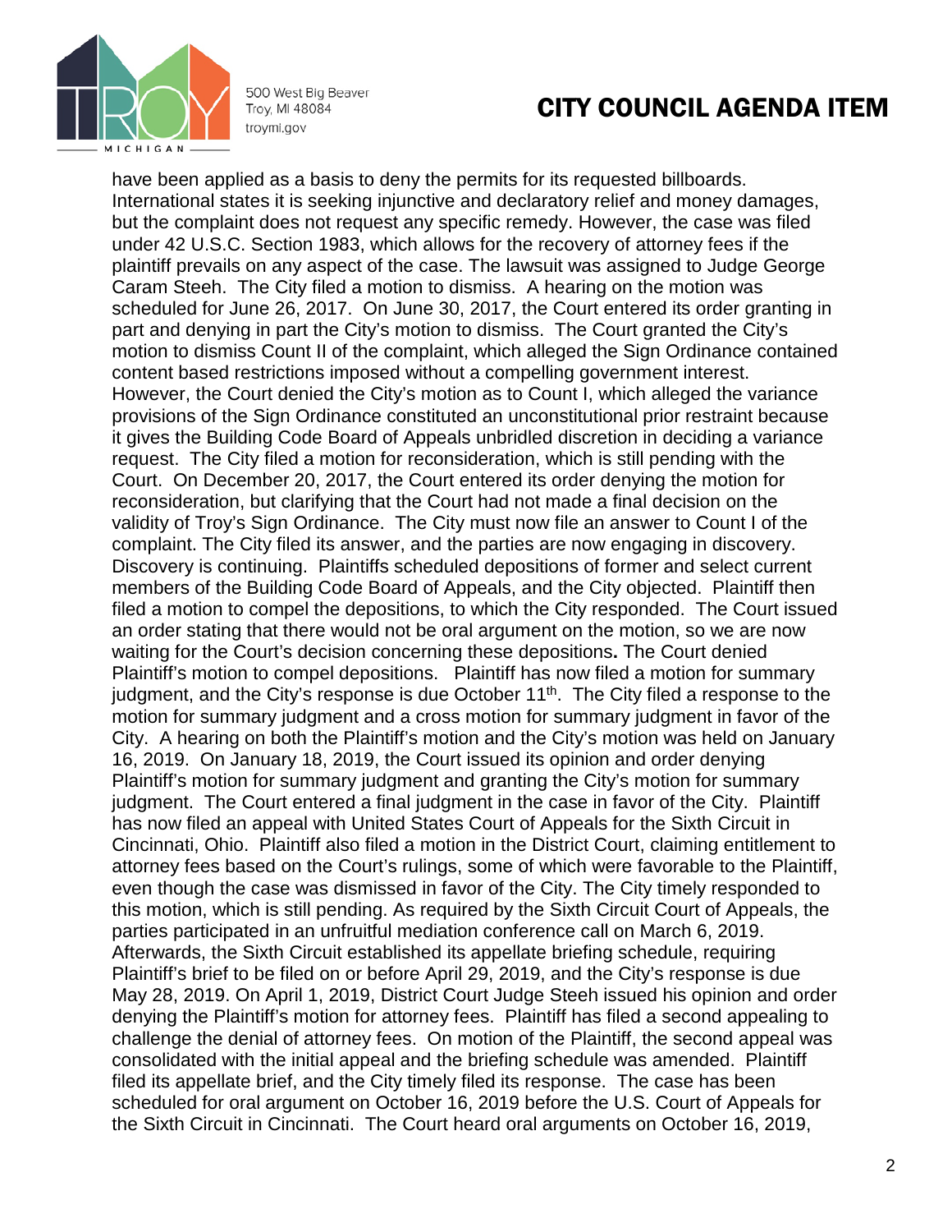have been applied as a basis to deny the permits for its requested billboards. International states it is seeking injunctive and declaratory relief and money damages, but the complaint does not request any specific remedy. However, the case was filed under 42 U.S.C. Section 1983, which allows for the recovery of attorney fees if the plaintiff prevails on any aspect of the case. The lawsuit was assigned to Judge George Caram Steeh. The City filed a motion to dismiss. A hearing on the motion was scheduled for June 26, 2017. On June 30, 2017, the Court entered its order granting in part and denying in part the City's motion to dismiss. The Court granted the City's motion to dismiss Count II of the complaint, which alleged the Sign Ordinance contained content based restrictions imposed without a compelling government interest. However, the Court denied the City's motion as to Count I, which alleged the variance provisions of the Sign Ordinance constituted an unconstitutional prior restraint because it gives the Building Code Board of Appeals unbridled discretion in deciding a variance request. The City filed a motion for reconsideration, which is still pending with the Court. On December 20, 2017, the Court entered its order denying the motion for reconsideration, but clarifying that the Court had not made a final decision on the validity of Troy's Sign Ordinance. The City must now file an answer to Count I of the complaint. The City filed its answer, and the parties are now engaging in discovery. Discovery is continuing. Plaintiffs scheduled depositions of former and select current members of the Building Code Board of Appeals, and the City objected. Plaintiff then filed a motion to compel the depositions, to which the City responded. The Court issued an order stating that there would not be oral argument on the motion, so we are now waiting for the Court's decision concerning these depositions**.** The Court denied Plaintiff's motion to compel depositions. Plaintiff has now filed a motion for summary judgment, and the City's response is due October 11th. The City filed a response to the motion for summary judgment and a cross motion for summary judgment in favor of the City. A hearing on both the Plaintiff's motion and the City's motion was held on January 16, 2019. On January 18, 2019, the Court issued its opinion and order denying Plaintiff's motion for summary judgment and granting the City's motion for summary judgment. The Court entered a final judgment in the case in favor of the City. Plaintiff has now filed an appeal with United States Court of Appeals for the Sixth Circuit in Cincinnati, Ohio. Plaintiff also filed a motion in the District Court, claiming entitlement to attorney fees based on the Court's rulings, some of which were favorable to the Plaintiff, even though the case was dismissed in favor of the City. The City timely responded to this motion, which is still pending. As required by the Sixth Circuit Court of Appeals, the parties participated in an unfruitful mediation conference call on March 6, 2019. Afterwards, the Sixth Circuit established its appellate briefing schedule, requiring Plaintiff's brief to be filed on or before April 29, 2019, and the City's response is due May 28, 2019. On April 1, 2019, District Court Judge Steeh issued his opinion and order denying the Plaintiff's motion for attorney fees. Plaintiff has filed a second appealing to challenge the denial of attorney fees. On motion of the Plaintiff, the second appeal was consolidated with the initial appeal and the briefing schedule was amended. Plaintiff filed its appellate brief, and the City timely filed its response. The case has been scheduled for oral argument on October 16, 2019 before the U.S. Court of Appeals for the Sixth Circuit in Cincinnati. The Court heard oral arguments on October 16, 2019,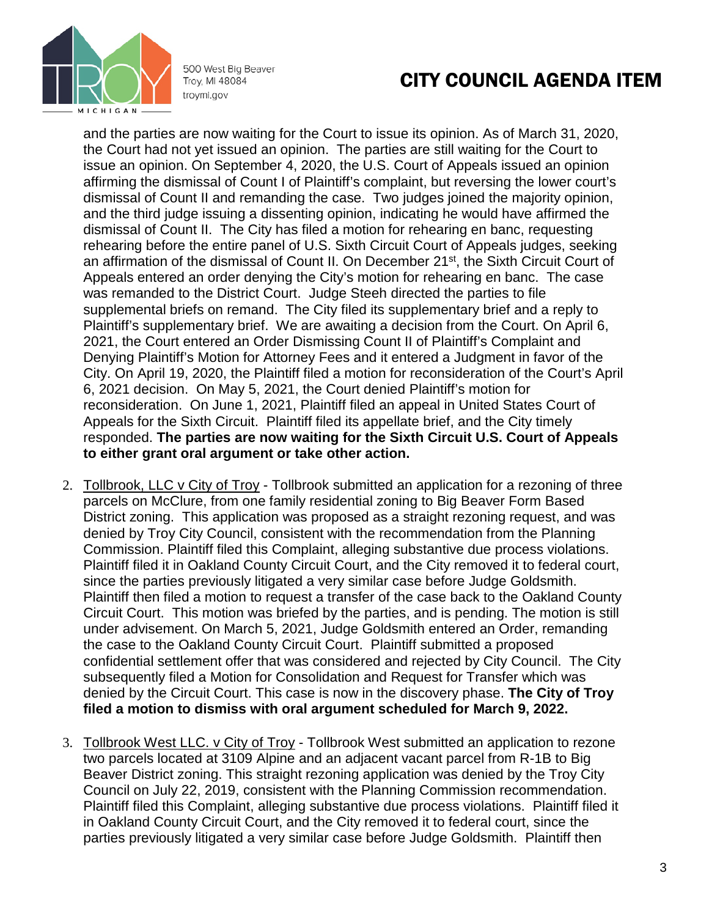and the parties are now waiting for the Court to issue its opinion. As of March 31, 2020, the Court had not yet issued an opinion. The parties are still waiting for the Court to issue an opinion. On September 4, 2020, the U.S. Court of Appeals issued an opinion affirming the dismissal of Count I of Plaintiff's complaint, but reversing the lower court's dismissal of Count II and remanding the case. Two judges joined the majority opinion, and the third judge issuing a dissenting opinion, indicating he would have affirmed the dismissal of Count II. The City has filed a motion for rehearing en banc, requesting rehearing before the entire panel of U.S. Sixth Circuit Court of Appeals judges, seeking an affirmation of the dismissal of Count II. On December 21st, the Sixth Circuit Court of Appeals entered an order denying the City's motion for rehearing en banc. The case was remanded to the District Court. Judge Steeh directed the parties to file supplemental briefs on remand. The City filed its supplementary brief and a reply to Plaintiff's supplementary brief. We are awaiting a decision from the Court. On April 6, 2021, the Court entered an Order Dismissing Count II of Plaintiff's Complaint and Denying Plaintiff's Motion for Attorney Fees and it entered a Judgment in favor of the City. On April 19, 2020, the Plaintiff filed a motion for reconsideration of the Court's April 6, 2021 decision. On May 5, 2021, the Court denied Plaintiff's motion for reconsideration. On June 1, 2021, Plaintiff filed an appeal in United States Court of Appeals for the Sixth Circuit. Plaintiff filed its appellate brief, and the City timely responded. **The parties are now waiting for the Sixth Circuit U.S. Court of Appeals to either grant oral argument or take other action.**

2. Tollbrook, LLC v City of Troy - Tollbrook submitted an application for a rezoning of three parcels on McClure, from one family residential zoning to Big Beaver Form Based District zoning. This application was proposed as a straight rezoning request, and was denied by Troy City Council, consistent with the recommendation from the Planning Commission. Plaintiff filed this Complaint, alleging substantive due process violations. Plaintiff filed it in Oakland County Circuit Court, and the City removed it to federal court, since the parties previously litigated a very similar case before Judge Goldsmith. Plaintiff then filed a motion to request a transfer of the case back to the Oakland County Circuit Court. This motion was briefed by the parties, and is pending. The motion is still under advisement. On March 5, 2021, Judge Goldsmith entered an Order, remanding the case to the Oakland County Circuit Court. Plaintiff submitted a proposed confidential settlement offer that was considered and rejected by City Council. The City subsequently filed a Motion for Consolidation and Request for Transfer which was denied by the Circuit Court. This case is now in the discovery phase. **The City of Troy filed a motion to dismiss with oral argument scheduled for March 9, 2022.**

3. Tollbrook West LLC. v City of Troy - Tollbrook West submitted an application to rezone two parcels located at 3109 Alpine and an adjacent vacant parcel from R-1B to Big Beaver District zoning. This straight rezoning application was denied by the Troy City Council on July 22, 2019, consistent with the Planning Commission recommendation. Plaintiff filed this Complaint, alleging substantive due process violations. Plaintiff filed it in Oakland County Circuit Court, and the City removed it to federal court, since the parties previously litigated a very similar case before Judge Goldsmith. Plaintiff then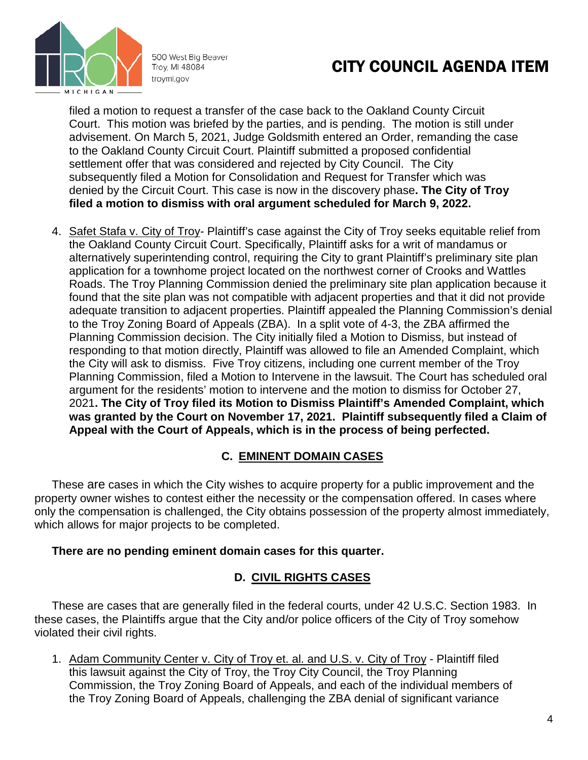filed a motion to request a transfer of the case back to the Oakland County Circuit Court. This motion was briefed by the parties, and is pending. The motion is still under advisement. On March 5, 2021, Judge Goldsmith entered an Order, remanding the case to the Oakland County Circuit Court. Plaintiff submitted a proposed confidential settlement offer that was considered and rejected by City Council. The City subsequently filed a Motion for Consolidation and Request for Transfer which was denied by the Circuit Court. This case is now in the discovery phase**. The City of Troy filed a motion to dismiss with oral argument scheduled for March 9, 2022.**

4. Safet Stafa v. City of Troy- Plaintiff's case against the City of Troy seeks equitable relief from the Oakland County Circuit Court. Specifically, Plaintiff asks for a writ of mandamus or alternatively superintending control, requiring the City to grant Plaintiff's preliminary site plan application for a townhome project located on the northwest corner of Crooks and Wattles Roads. The Troy Planning Commission denied the preliminary site plan application because it found that the site plan was not compatible with adjacent properties and that it did not provide adequate transition to adjacent properties. Plaintiff appealed the Planning Commission's denial to the Troy Zoning Board of Appeals (ZBA). In a split vote of 4-3, the ZBA affirmed the Planning Commission decision. The City initially filed a Motion to Dismiss, but instead of responding to that motion directly, Plaintiff was allowed to file an Amended Complaint, which the City will ask to dismiss. Five Troy citizens, including one current member of the Troy Planning Commission, filed a Motion to Intervene in the lawsuit. The Court has scheduled oral argument for the residents' motion to intervene and the motion to dismiss for October 27, 2021**. The City of Troy filed its Motion to Dismiss Plaintiff's Amended Complaint, which was granted by the Court on November 17, 2021. Plaintiff subsequently filed a Claim of Appeal with the Court of Appeals, which is in the process of being perfected.**

## C. EMINENT DOMAIN CASES

These are cases in which the City wishes to acquire property for a public improvement and the property owner wishes to contest either the necessity or the compensation offered. In cases where only the compensation is challenged, the City obtains possession of the property almost immediately, which allows for major projects to be completed.

**There are no pending eminent domain cases for this quarter.**

## D. CIVIL RIGHTS CASES

These are cases that are generally filed in the federal courts, under 42 U.S.C. Section 1983. In these cases, the Plaintiffs argue that the City and/or police officers of the City of Troy somehow violated their civil rights.

1. Adam Community Center v. City of Troy et. al. and U.S. v. City of Troy - Plaintiff filed this lawsuit against the City of Troy, the Troy City Council, the Troy Planning Commission, the Troy Zoning Board of Appeals, and each of the individual members of the Troy Zoning Board of Appeals, challenging the ZBA denial of significant variance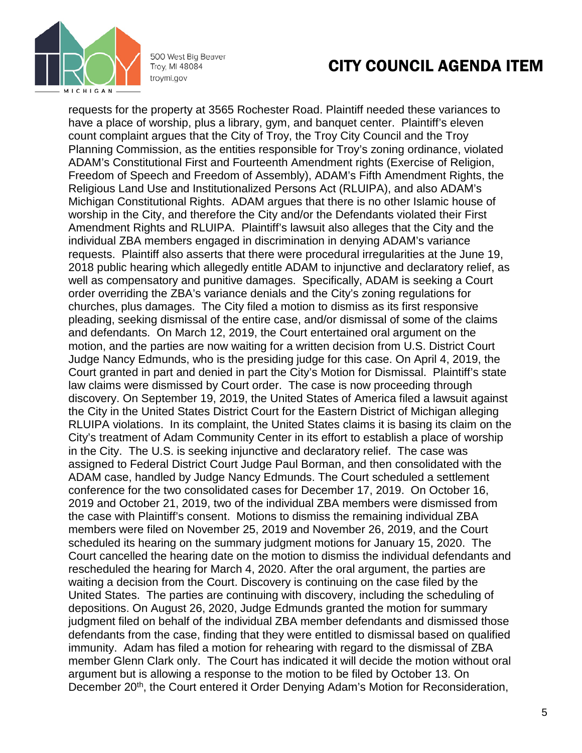requests for the property at 3565 Rochester Road. Plaintiff needed these variances to have a place of worship, plus a library, gym, and banquet center. Plaintiff's eleven count complaint argues that the City of Troy, the Troy City Council and the Troy Planning Commission, as the entities responsible for Troy's zoning ordinance, violated ADAM's Constitutional First and Fourteenth Amendment rights (Exercise of Religion, Freedom of Speech and Freedom of Assembly), ADAM's Fifth Amendment Rights, the Religious Land Use and Institutionalized Persons Act (RLUIPA), and also ADAM's Michigan Constitutional Rights. ADAM argues that there is no other Islamic house of worship in the City, and therefore the City and/or the Defendants violated their First Amendment Rights and RLUIPA. Plaintiff's lawsuit also alleges that the City and the individual ZBA members engaged in discrimination in denying ADAM's variance requests. Plaintiff also asserts that there were procedural irregularities at the June 19, 2018 public hearing which allegedly entitle ADAM to injunctive and declaratory relief, as well as compensatory and punitive damages. Specifically, ADAM is seeking a Court order overriding the ZBA's variance denials and the City's zoning regulations for churches, plus damages. The City filed a motion to dismiss as its first responsive pleading, seeking dismissal of the entire case, and/or dismissal of some of the claims and defendants. On March 12, 2019, the Court entertained oral argument on the motion, and the parties are now waiting for a written decision from U.S. District Court Judge Nancy Edmunds, who is the presiding judge for this case. On April 4, 2019, the Court granted in part and denied in part the City's Motion for Dismissal. Plaintiff's state law claims were dismissed by Court order. The case is now proceeding through discovery. On September 19, 2019, the United States of America filed a lawsuit against the City in the United States District Court for the Eastern District of Michigan alleging RLUIPA violations. In its complaint, the United States claims it is basing its claim on the City's treatment of Adam Community Center in its effort to establish a place of worship in the City. The U.S. is seeking injunctive and declaratory relief. The case was assigned to Federal District Court Judge Paul Borman, and then consolidated with the ADAM case, handled by Judge Nancy Edmunds. The Court scheduled a settlement conference for the two consolidated cases for December 17, 2019. On October 16, 2019 and October 21, 2019, two of the individual ZBA members were dismissed from the case with Plaintiff's consent. Motions to dismiss the remaining individual ZBA members were filed on November 25, 2019 and November 26, 2019, and the Court scheduled its hearing on the summary judgment motions for January 15, 2020. The Court cancelled the hearing date on the motion to dismiss the individual defendants and rescheduled the hearing for March 4, 2020. After the oral argument, the parties are waiting a decision from the Court. Discovery is continuing on the case filed by the United States. The parties are continuing with discovery, including the scheduling of depositions. On August 26, 2020, Judge Edmunds granted the motion for summary judgment filed on behalf of the individual ZBA member defendants and dismissed those defendants from the case, finding that they were entitled to dismissal based on qualified immunity. Adam has filed a motion for rehearing with regard to the dismissal of ZBA member Glenn Clark only. The Court has indicated it will decide the motion without oral argument but is allowing a response to the motion to be filed by October 13. On December 20th, the Court entered it Order Denying Adam's Motion for Reconsideration,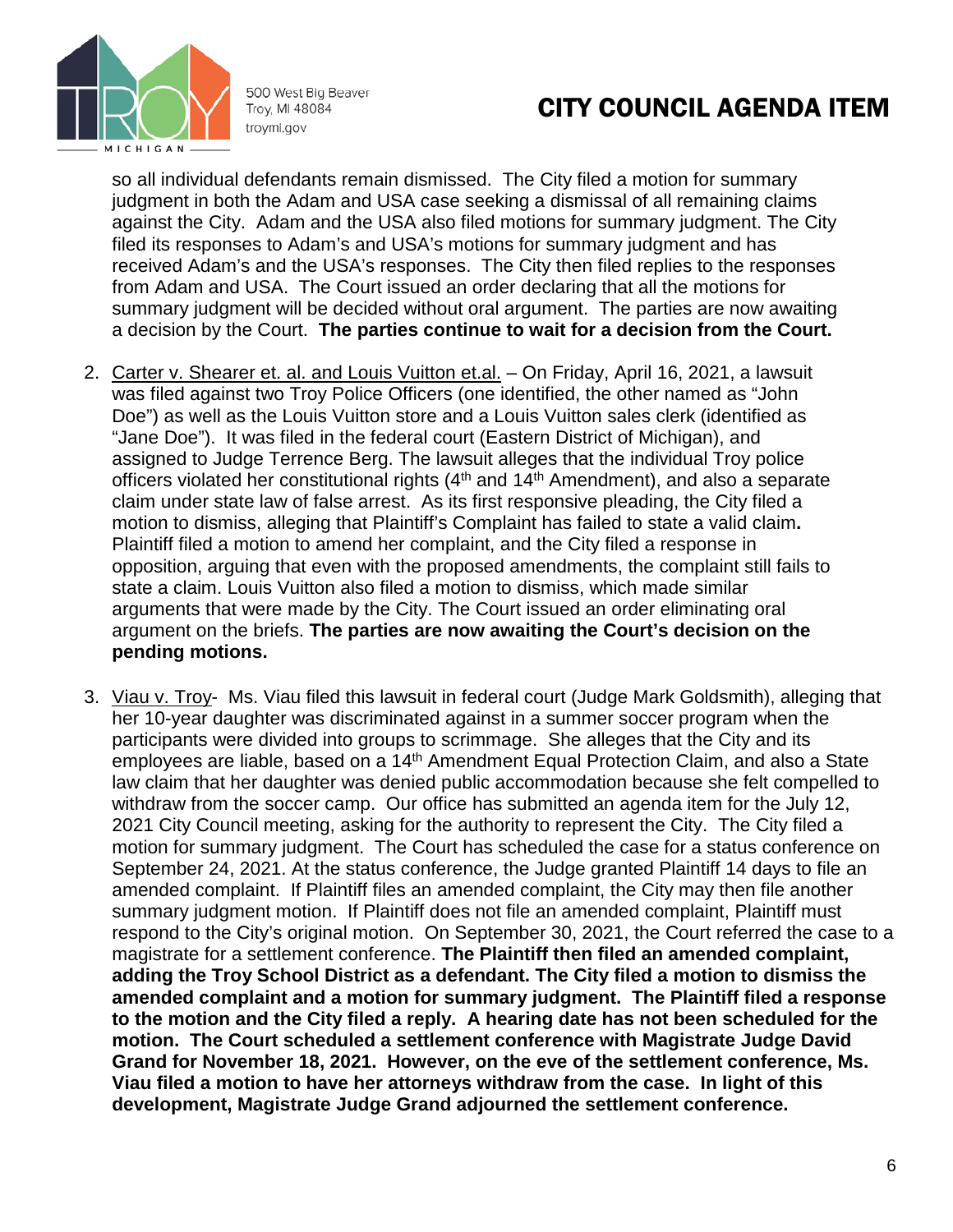so all individual defendants remain dismissed. The City filed a motion for summary judgment in both the Adam and USA case seeking a dismissal of all remaining claims against the City. Adam and the USA also filed motions for summary judgment. The City filed its responses to Adam's and USA's motions for summary judgment and has received Adam's and the USA's responses. The City then filed replies to the responses from Adam and USA. The Court issued an order declaring that all the motions for summary judgment will be decided without oral argument. The parties are now awaiting a decision by the Court. **The parties continue to wait for a decision from the Court.**

2. Carter v. Shearer et. al. and Louis Vuitton et.al. – On Friday, April 16, 2021, a lawsuit was filed against two Troy Police Officers (one identified, the other named as "John Doe") as well as the Louis Vuitton store and a Louis Vuitton sales clerk (identified as "Jane Doe"). It was filed in the federal court (Eastern District of Michigan), and assigned to Judge Terrence Berg. The lawsuit alleges that the individual Troy police officers violated her constitutional rights (4th and 14th Amendment), and also a separate claim under state law of false arrest. As its first responsive pleading, the City filed a motion to dismiss, alleging that Plaintiff's Complaint has failed to state a valid claim. Plaintiff filed a motion to amend her complaint, and the City filed a response in opposition, arguing that even with the proposed amendments, the complaint still fails to state a claim. Louis Vuitton also filed a motion to dismiss, which made similar arguments that were made by the City. The Court issued an order eliminating oral argument on the briefs. **The parties are now awaiting the Court's decision on the pending motions.**

3. Viau v. Troy- Ms. Viau filed this lawsuit in federal court (Judge Mark Goldsmith), alleging that her 10-year daughter was discriminated against in a summer soccer program when the participants were divided into groups to scrimmage. She alleges that the City and its employees are liable, based on a 14th Amendment Equal Protection Claim, and also a State law claim that her daughter was denied public accommodation because she felt compelled to withdraw from the soccer camp. Our office has submitted an agenda item for the July 12, 2021 City Council meeting, asking for the authority to represent the City. The City filed a motion for summary judgment. The Court has scheduled the case for a status conference on September 24, 2021. At the status conference, the Judge granted Plaintiff 14 days to file an amended complaint. If Plaintiff files an amended complaint, the City may then file another summary judgment motion. If Plaintiff does not file an amended complaint, Plaintiff must respond to the City's original motion. On September 30, 2021, the Court referred the case to a magistrate for a settlement conference. **The Plaintiff then filed an amended complaint, adding the Troy School District as a defendant. The City filed a motion to dismiss the amended complaint and a motion for summary judgment. The Plaintiff filed a response to the motion and the City filed a reply. A hearing date has not been scheduled for the motion. The Court scheduled a settlement conference with Magistrate Judge David Grand for November 18, 2021. However, on the eve of the settlement conference, Ms. Viau filed a motion to have her attorneys withdraw from the case. In light of this development, Magistrate Judge Grand adjourned the settlement conference.**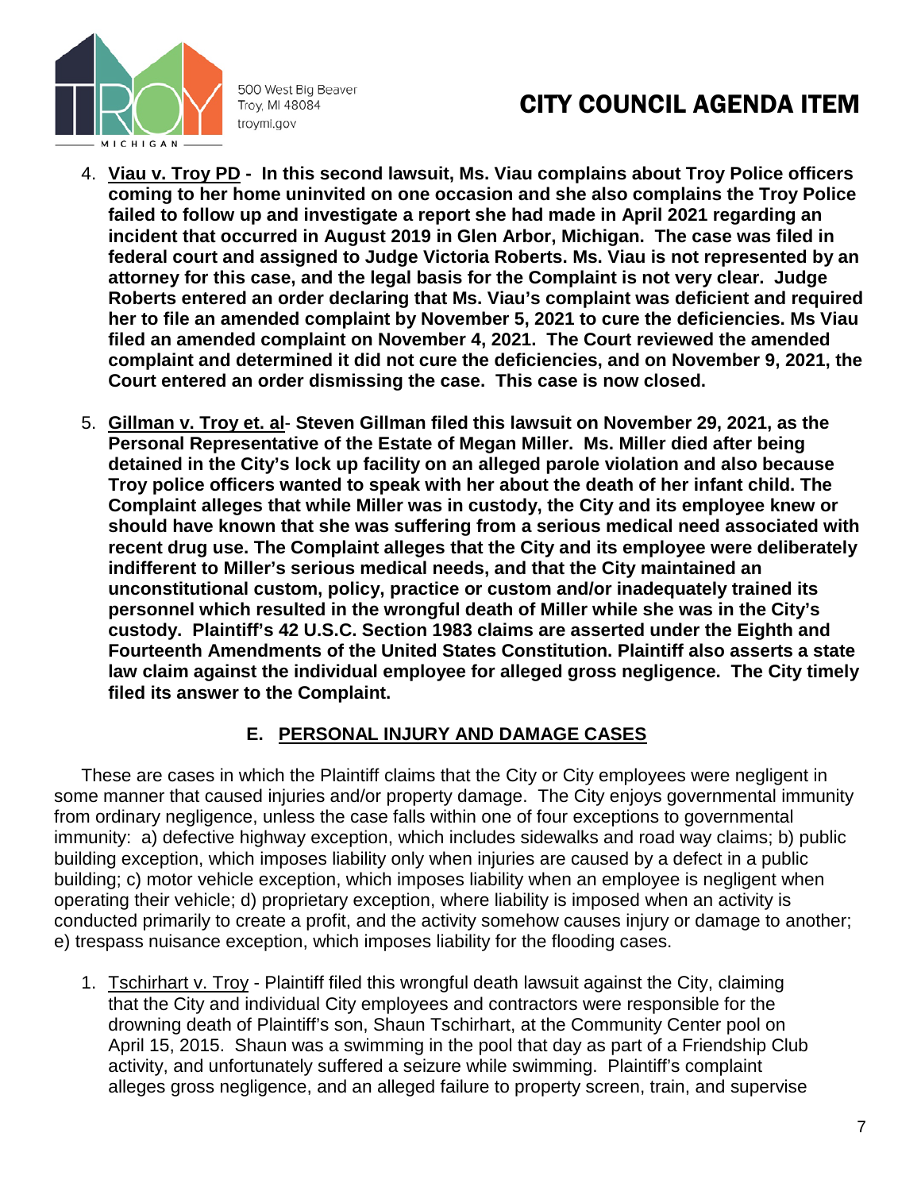4. **Viau v. Troy PD - In this second lawsuit, Ms. Viau complains about Troy Police officers coming to her home uninvited on one occasion and she also complains the Troy Police failed to follow up and investigate a report she had made in April 2021 regarding an incident that occurred in August 2019 in Glen Arbor, Michigan. The case was filed in federal court and assigned to Judge Victoria Roberts. Ms. Viau is not represented by an attorney for this case, and the legal basis for the Complaint is not very clear. Judge Roberts entered an order declaring that Ms. Viau's complaint was deficient and required her to file an amended complaint by November 5, 2021 to cure the deficiencies. Ms Viau filed an amended complaint on November 4, 2021. The Court reviewed the amended complaint and determined it did not cure the deficiencies, and on November 9, 2021, the Court entered an order dismissing the case. This case is now closed.**

5. **Gillman v. Troy et. al- Steven Gillman filed this lawsuit on November 29, 2021, as the Personal Representative of the Estate of Megan Miller. Ms. Miller died after being detained in the City's lock up facility on an alleged parole violation and also because Troy police officers wanted to speak with her about the death of her infant child. The Complaint alleges that while Miller was in custody, the City and its employee knew or should have known that she was suffering from a serious medical need associated with recent drug use. The Complaint alleges that the City and its employee were deliberately indifferent to Miller's serious medical needs, and that the City maintained an unconstitutional custom, policy, practice or custom and/or inadequately trained its personnel which resulted in the wrongful death of Miller while she was in the City's custody. Plaintiff's 42 U.S.C. Section 1983 claims are asserted under the Eighth and Fourteenth Amendments of the United States Constitution. Plaintiff also asserts a state law claim against the individual employee for alleged gross negligence. The City timely filed its answer to the Complaint.**

## E. PERSONAL INJURY AND DAMAGE CASES

These are cases in which the Plaintiff claims that the City or City employees were negligent in some manner that caused injuries and/or property damage. The City enjoys governmental immunity from ordinary negligence, unless the case falls within one of four exceptions to governmental immunity: a) defective highway exception, which includes sidewalks and road way claims; b) public building exception, which imposes liability only when injuries are caused by a defect in a public building; c) motor vehicle exception, which imposes liability when an employee is negligent when operating their vehicle; d) proprietary exception, where liability is imposed when an activity is conducted primarily to create a profit, and the activity somehow causes injury or damage to another; e) trespass nuisance exception, which imposes liability for the flooding cases.

1. Tschirhart v. Troy - Plaintiff filed this wrongful death lawsuit against the City, claiming that the City and individual City employees and contractors were responsible for the drowning death of Plaintiff's son, Shaun Tschirhart, at the Community Center pool on April 15, 2015. Shaun was a swimming in the pool that day as part of a Friendship Club activity, and unfortunately suffered a seizure while swimming. Plaintiff's complaint alleges gross negligence, and an alleged failure to property screen, train, and supervise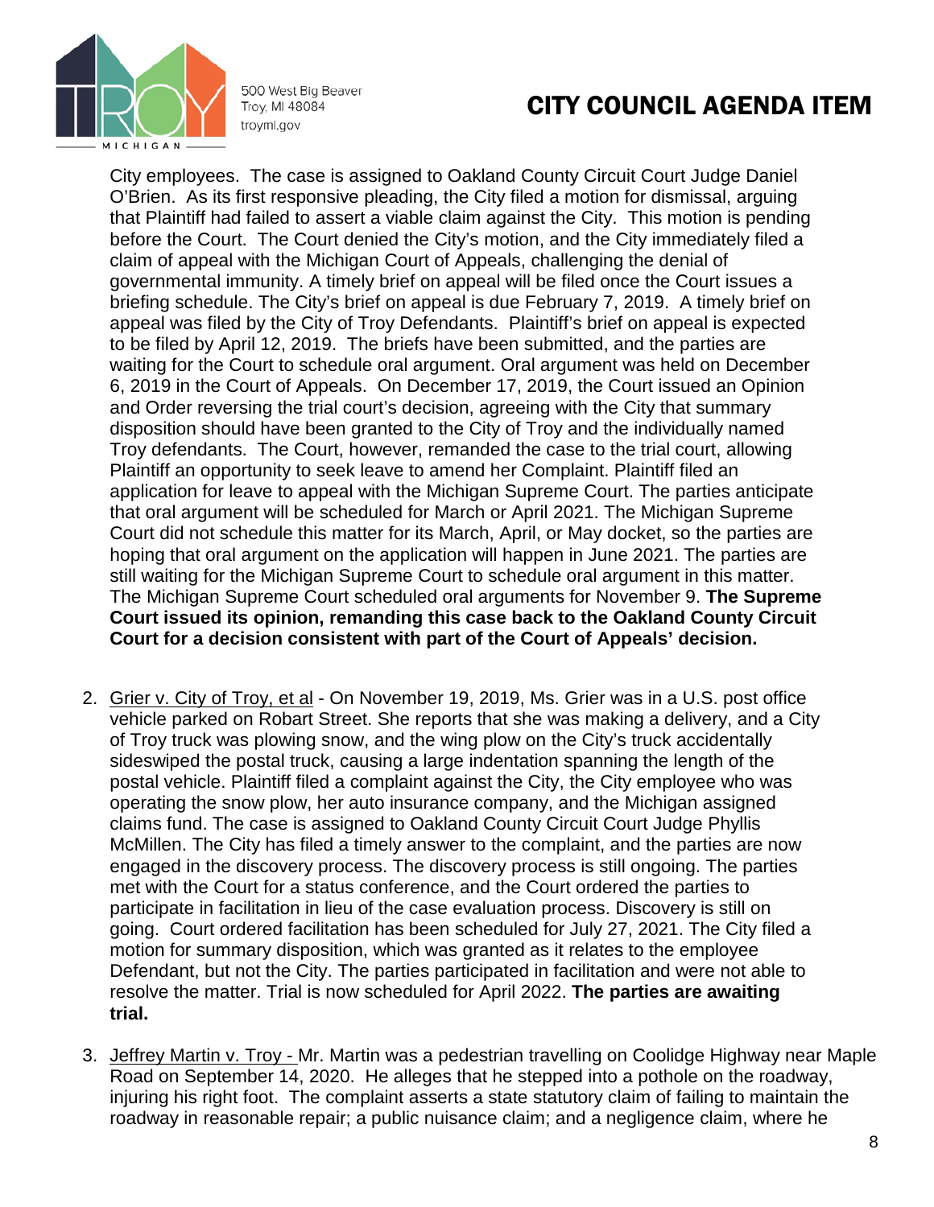City employees. The case is assigned to Oakland County Circuit Court Judge Daniel O'Brien. As its first responsive pleading, the City filed a motion for dismissal, arguing that Plaintiff had failed to assert a viable claim against the City. This motion is pending before the Court. The Court denied the City's motion, and the City immediately filed a claim of appeal with the Michigan Court of Appeals, challenging the denial of governmental immunity. A timely brief on appeal will be filed once the Court issues a briefing schedule. The City's brief on appeal is due February 7, 2019. A timely brief on appeal was filed by the City of Troy Defendants. Plaintiff's brief on appeal is expected to be filed by April 12, 2019. The briefs have been submitted, and the parties are waiting for the Court to schedule oral argument. Oral argument was held on December 6, 2019 in the Court of Appeals. On December 17, 2019, the Court issued an Opinion and Order reversing the trial court's decision, agreeing with the City that summary disposition should have been granted to the City of Troy and the individually named Troy defendants. The Court, however, remanded the case to the trial court, allowing Plaintiff an opportunity to seek leave to amend her Complaint. Plaintiff filed an application for leave to appeal with the Michigan Supreme Court. The parties anticipate that oral argument will be scheduled for March or April 2021. The Michigan Supreme Court did not schedule this matter for its March, April, or May docket, so the parties are hoping that oral argument on the application will happen in June 2021. The parties are still waiting for the Michigan Supreme Court to schedule oral argument in this matter. The Michigan Supreme Court scheduled oral arguments for November 9. **The Supreme Court issued its opinion, remanding this case back to the Oakland County Circuit Court for a decision consistent with part of the Court of Appeals' decision.**

2. Grier v. City of Troy, et al - On November 19, 2019, Ms. Grier was in a U.S. post office vehicle parked on Robart Street. She reports that she was making a delivery, and a City of Troy truck was plowing snow, and the wing plow on the City's truck accidentally sideswiped the postal truck, causing a large indentation spanning the length of the postal vehicle. Plaintiff filed a complaint against the City, the City employee who was operating the snow plow, her auto insurance company, and the Michigan assigned claims fund. The case is assigned to Oakland County Circuit Court Judge Phyllis McMillen. The City has filed a timely answer to the complaint, and the parties are now engaged in the discovery process. The discovery process is still ongoing. The parties met with the Court for a status conference, and the Court ordered the parties to participate in facilitation in lieu of the case evaluation process. Discovery is still on going. Court ordered facilitation has been scheduled for July 27, 2021. The City filed a motion for summary disposition, which was granted as it relates to the employee Defendant, but not the City. The parties participated in facilitation and were not able to resolve the matter. Trial is now scheduled for April 2022. **The parties are awaiting trial.**

3. Jeffrey Martin v. Troy - Mr. Martin was a pedestrian travelling on Coolidge Highway near Maple Road on September 14, 2020. He alleges that he stepped into a pothole on the roadway, injuring his right foot. The complaint asserts a state statutory claim of failing to maintain the roadway in reasonable repair; a public nuisance claim; and a negligence claim, where he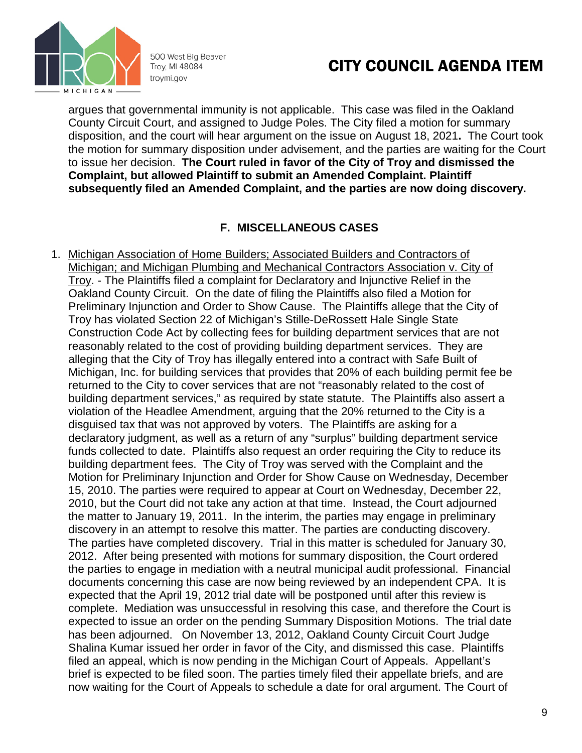argues that governmental immunity is not applicable. This case was filed in the Oakland County Circuit Court, and assigned to Judge Poles. The City filed a motion for summary disposition, and the court will hear argument on the issue on August 18, 2021**.** The Court took the motion for summary disposition under advisement, and the parties are waiting for the Court to issue her decision. **The Court ruled in favor of the City of Troy and dismissed the Complaint, but allowed Plaintiff to submit an Amended Complaint. Plaintiff subsequently filed an Amended Complaint, and the parties are now doing discovery.**

## F. MISCELLANEOUS CASES

1. Michigan Association of Home Builders; Associated Builders and Contractors of Michigan; and Michigan Plumbing and Mechanical Contractors Association v. City of Troy. - The Plaintiffs filed a complaint for Declaratory and Injunctive Relief in the Oakland County Circuit. On the date of filing the Plaintiffs also filed a Motion for Preliminary Injunction and Order to Show Cause. The Plaintiffs allege that the City of Troy has violated Section 22 of Michigan's Stille-DeRossett Hale Single State Construction Code Act by collecting fees for building department services that are not reasonably related to the cost of providing building department services. They are alleging that the City of Troy has illegally entered into a contract with Safe Built of Michigan, Inc. for building services that provides that 20% of each building permit fee be returned to the City to cover services that are not "reasonably related to the cost of building department services," as required by state statute. The Plaintiffs also assert a violation of the Headlee Amendment, arguing that the 20% returned to the City is a disguised tax that was not approved by voters. The Plaintiffs are asking for a declaratory judgment, as well as a return of any "surplus" building department service funds collected to date. Plaintiffs also request an order requiring the City to reduce its building department fees. The City of Troy was served with the Complaint and the Motion for Preliminary Injunction and Order for Show Cause on Wednesday, December 15, 2010. The parties were required to appear at Court on Wednesday, December 22, 2010, but the Court did not take any action at that time. Instead, the Court adjourned the matter to January 19, 2011. In the interim, the parties may engage in preliminary discovery in an attempt to resolve this matter. The parties are conducting discovery. The parties have completed discovery. Trial in this matter is scheduled for January 30, 2012. After being presented with motions for summary disposition, the Court ordered the parties to engage in mediation with a neutral municipal audit professional. Financial documents concerning this case are now being reviewed by an independent CPA. It is expected that the April 19, 2012 trial date will be postponed until after this review is complete. Mediation was unsuccessful in resolving this case, and therefore the Court is expected to issue an order on the pending Summary Disposition Motions. The trial date has been adjourned. On November 13, 2012, Oakland County Circuit Court Judge Shalina Kumar issued her order in favor of the City, and dismissed this case. Plaintiffs filed an appeal, which is now pending in the Michigan Court of Appeals. Appellant's brief is expected to be filed soon. The parties timely filed their appellate briefs, and are now waiting for the Court of Appeals to schedule a date for oral argument. The Court of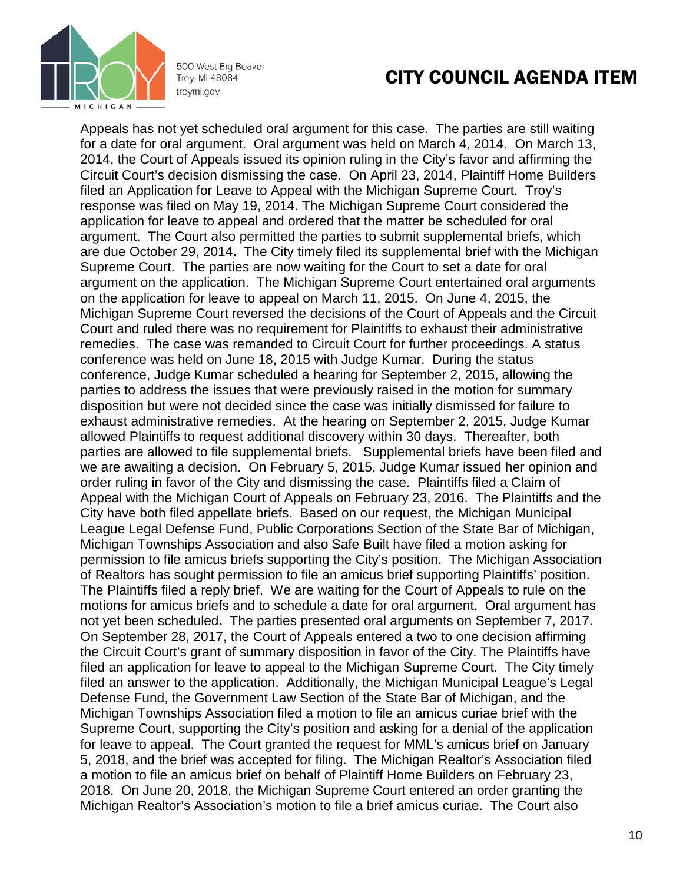Appeals has not yet scheduled oral argument for this case. The parties are still waiting for a date for oral argument. Oral argument was held on March 4, 2014. On March 13, 2014, the Court of Appeals issued its opinion ruling in the City's favor and affirming the Circuit Court's decision dismissing the case. On April 23, 2014, Plaintiff Home Builders filed an Application for Leave to Appeal with the Michigan Supreme Court. Troy's response was filed on May 19, 2014. The Michigan Supreme Court considered the application for leave to appeal and ordered that the matter be scheduled for oral argument. The Court also permitted the parties to submit supplemental briefs, which are due October 29, 2014**.** The City timely filed its supplemental brief with the Michigan Supreme Court. The parties are now waiting for the Court to set a date for oral argument on the application. The Michigan Supreme Court entertained oral arguments on the application for leave to appeal on March 11, 2015. On June 4, 2015, the Michigan Supreme Court reversed the decisions of the Court of Appeals and the Circuit Court and ruled there was no requirement for Plaintiffs to exhaust their administrative remedies. The case was remanded to Circuit Court for further proceedings. A status conference was held on June 18, 2015 with Judge Kumar. During the status conference, Judge Kumar scheduled a hearing for September 2, 2015, allowing the parties to address the issues that were previously raised in the motion for summary disposition but were not decided since the case was initially dismissed for failure to exhaust administrative remedies. At the hearing on September 2, 2015, Judge Kumar allowed Plaintiffs to request additional discovery within 30 days. Thereafter, both parties are allowed to file supplemental briefs. Supplemental briefs have been filed and we are awaiting a decision. On February 5, 2015, Judge Kumar issued her opinion and order ruling in favor of the City and dismissing the case. Plaintiffs filed a Claim of Appeal with the Michigan Court of Appeals on February 23, 2016. The Plaintiffs and the City have both filed appellate briefs. Based on our request, the Michigan Municipal League Legal Defense Fund, Public Corporations Section of the State Bar of Michigan, Michigan Townships Association and also Safe Built have filed a motion asking for permission to file amicus briefs supporting the City's position. The Michigan Association of Realtors has sought permission to file an amicus brief supporting Plaintiffs' position. The Plaintiffs filed a reply brief. We are waiting for the Court of Appeals to rule on the motions for amicus briefs and to schedule a date for oral argument. Oral argument has not yet been scheduled**.** The parties presented oral arguments on September 7, 2017. On September 28, 2017, the Court of Appeals entered a two to one decision affirming the Circuit Court's grant of summary disposition in favor of the City. The Plaintiffs have filed an application for leave to appeal to the Michigan Supreme Court. The City timely filed an answer to the application. Additionally, the Michigan Municipal League's Legal Defense Fund, the Government Law Section of the State Bar of Michigan, and the Michigan Townships Association filed a motion to file an amicus curiae brief with the Supreme Court, supporting the City's position and asking for a denial of the application for leave to appeal. The Court granted the request for MML's amicus brief on January 5, 2018, and the brief was accepted for filing. The Michigan Realtor's Association filed a motion to file an amicus brief on behalf of Plaintiff Home Builders on February 23, 2018. On June 20, 2018, the Michigan Supreme Court entered an order granting the Michigan Realtor's Association's motion to file a brief amicus curiae. The Court also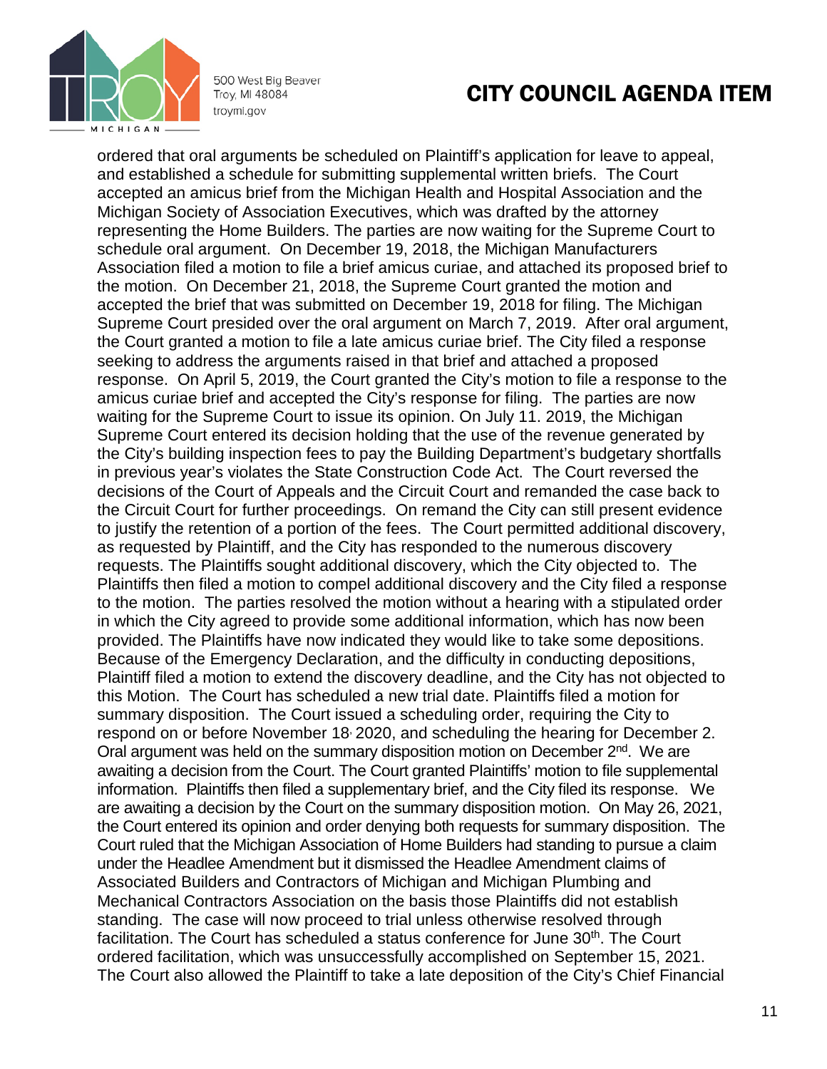ordered that oral arguments be scheduled on Plaintiff's application for leave to appeal, and established a schedule for submitting supplemental written briefs. The Court accepted an amicus brief from the Michigan Health and Hospital Association and the Michigan Society of Association Executives, which was drafted by the attorney representing the Home Builders. The parties are now waiting for the Supreme Court to schedule oral argument. On December 19, 2018, the Michigan Manufacturers Association filed a motion to file a brief amicus curiae, and attached its proposed brief to the motion. On December 21, 2018, the Supreme Court granted the motion and accepted the brief that was submitted on December 19, 2018 for filing. The Michigan Supreme Court presided over the oral argument on March 7, 2019. After oral argument, the Court granted a motion to file a late amicus curiae brief. The City filed a response seeking to address the arguments raised in that brief and attached a proposed response. On April 5, 2019, the Court granted the City's motion to file a response to the amicus curiae brief and accepted the City's response for filing. The parties are now waiting for the Supreme Court to issue its opinion. On July 11. 2019, the Michigan Supreme Court entered its decision holding that the use of the revenue generated by the City's building inspection fees to pay the Building Department's budgetary shortfalls in previous year's violates the State Construction Code Act. The Court reversed the decisions of the Court of Appeals and the Circuit Court and remanded the case back to the Circuit Court for further proceedings. On remand the City can still present evidence to justify the retention of a portion of the fees. The Court permitted additional discovery, as requested by Plaintiff, and the City has responded to the numerous discovery requests. The Plaintiffs sought additional discovery, which the City objected to. The Plaintiffs then filed a motion to compel additional discovery and the City filed a response to the motion. The parties resolved the motion without a hearing with a stipulated order in which the City agreed to provide some additional information, which has now been provided. The Plaintiffs have now indicated they would like to take some depositions. Because of the Emergency Declaration, and the difficulty in conducting depositions, Plaintiff filed a motion to extend the discovery deadline, and the City has not objected to this Motion. The Court has scheduled a new trial date. Plaintiffs filed a motion for summary disposition. The Court issued a scheduling order, requiring the City to respond on or before November 18, 2020, and scheduling the hearing for December 2. Oral argument was held on the summary disposition motion on December 2nd. We are awaiting a decision from the Court. The Court granted Plaintiffs' motion to file supplemental information. Plaintiffs then filed a supplementary brief, and the City filed its response. We are awaiting a decision by the Court on the summary disposition motion. On May 26, 2021, the Court entered its opinion and order denying both requests for summary disposition. The Court ruled that the Michigan Association of Home Builders had standing to pursue a claim under the Headlee Amendment but it dismissed the Headlee Amendment claims of Associated Builders and Contractors of Michigan and Michigan Plumbing and Mechanical Contractors Association on the basis those Plaintiffs did not establish standing. The case will now proceed to trial unless otherwise resolved through facilitation. The Court has scheduled a status conference for June 30th. The Court ordered facilitation, which was unsuccessfully accomplished on September 15, 2021. The Court also allowed the Plaintiff to take a late deposition of the City's Chief Financial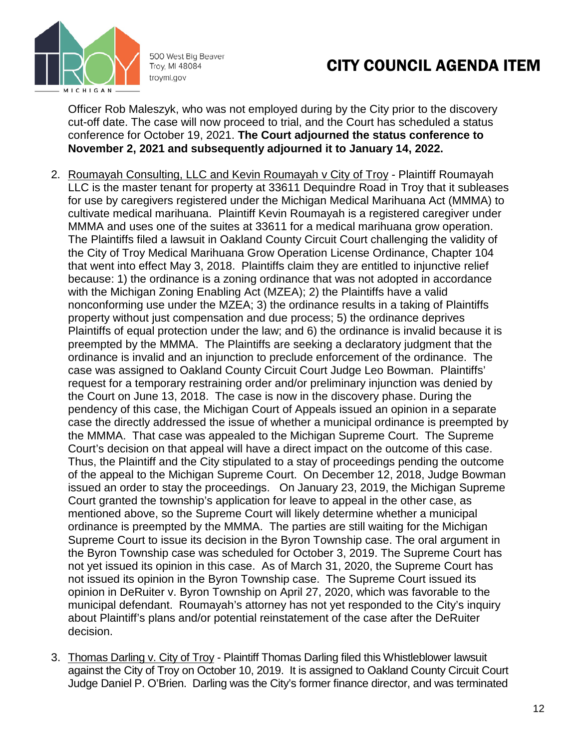Officer Rob Maleszyk, who was not employed during by the City prior to the discovery cut-off date. The case will now proceed to trial, and the Court has scheduled a status conference for October 19, 2021. **The Court adjourned the status conference to November 2, 2021 and subsequently adjourned it to January 14, 2022.**

2. Roumayah Consulting, LLC and Kevin Roumayah v City of Troy - Plaintiff Roumayah LLC is the master tenant for property at 33611 Dequindre Road in Troy that it subleases for use by caregivers registered under the Michigan Medical Marihuana Act (MMMA) to cultivate medical marihuana. Plaintiff Kevin Roumayah is a registered caregiver under MMMA and uses one of the suites at 33611 for a medical marihuana grow operation. The Plaintiffs filed a lawsuit in Oakland County Circuit Court challenging the validity of the City of Troy Medical Marihuana Grow Operation License Ordinance, Chapter 104 that went into effect May 3, 2018. Plaintiffs claim they are entitled to injunctive relief because: 1) the ordinance is a zoning ordinance that was not adopted in accordance with the Michigan Zoning Enabling Act (MZEA); 2) the Plaintiffs have a valid nonconforming use under the MZEA; 3) the ordinance results in a taking of Plaintiffs property without just compensation and due process; 5) the ordinance deprives Plaintiffs of equal protection under the law; and 6) the ordinance is invalid because it is preempted by the MMMA. The Plaintiffs are seeking a declaratory judgment that the ordinance is invalid and an injunction to preclude enforcement of the ordinance. The case was assigned to Oakland County Circuit Court Judge Leo Bowman. Plaintiffs' request for a temporary restraining order and/or preliminary injunction was denied by the Court on June 13, 2018. The case is now in the discovery phase. During the pendency of this case, the Michigan Court of Appeals issued an opinion in a separate case the directly addressed the issue of whether a municipal ordinance is preempted by the MMMA. That case was appealed to the Michigan Supreme Court. The Supreme Court's decision on that appeal will have a direct impact on the outcome of this case. Thus, the Plaintiff and the City stipulated to a stay of proceedings pending the outcome of the appeal to the Michigan Supreme Court. On December 12, 2018, Judge Bowman issued an order to stay the proceedings. On January 23, 2019, the Michigan Supreme Court granted the township's application for leave to appeal in the other case, as mentioned above, so the Supreme Court will likely determine whether a municipal ordinance is preempted by the MMMA. The parties are still waiting for the Michigan Supreme Court to issue its decision in the Byron Township case. The oral argument in the Byron Township case was scheduled for October 3, 2019. The Supreme Court has not yet issued its opinion in this case. As of March 31, 2020, the Supreme Court has not issued its opinion in the Byron Township case. The Supreme Court issued its opinion in DeRuiter v. Byron Township on April 27, 2020, which was favorable to the municipal defendant. Roumayah's attorney has not yet responded to the City's inquiry about Plaintiff's plans and/or potential reinstatement of the case after the DeRuiter decision.

3. Thomas Darling v. City of Troy - Plaintiff Thomas Darling filed this Whistleblower lawsuit against the City of Troy on October 10, 2019. It is assigned to Oakland County Circuit Court Judge Daniel P. O'Brien. Darling was the City's former finance director, and was terminated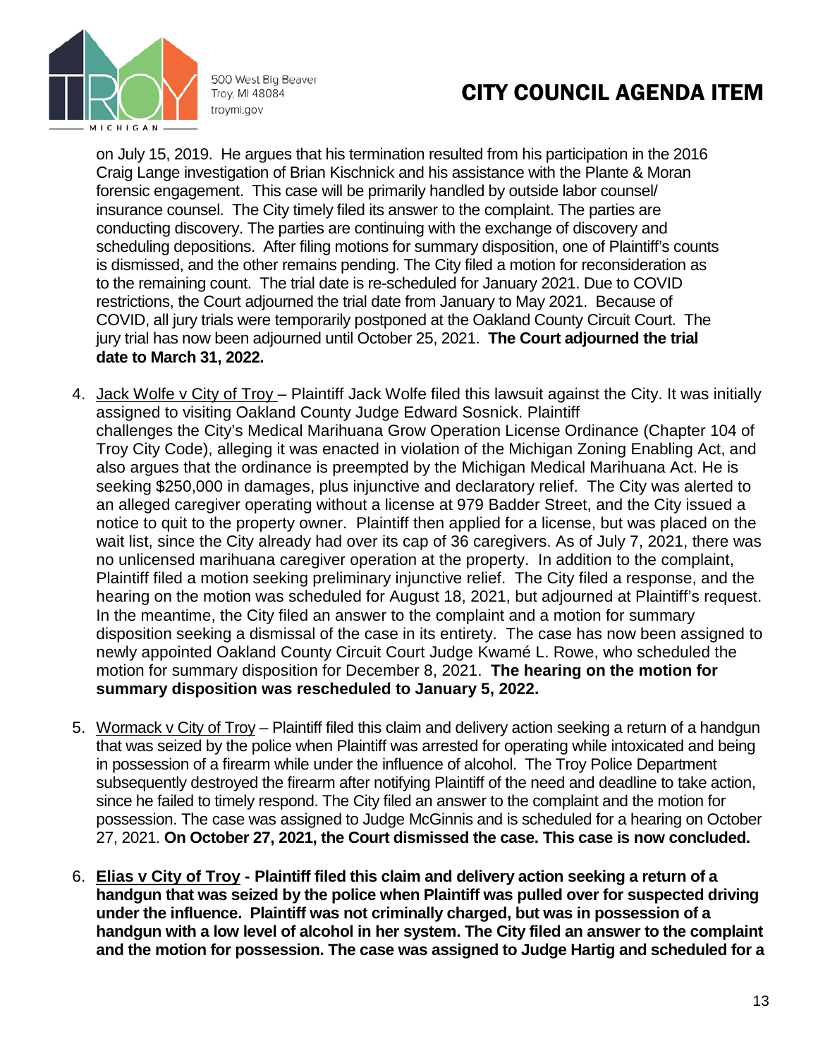on July 15, 2019. He argues that his termination resulted from his participation in the 2016 Craig Lange investigation of Brian Kischnick and his assistance with the Plante & Moran forensic engagement. This case will be primarily handled by outside labor counsel/ insurance counsel. The City timely filed its answer to the complaint. The parties are conducting discovery. The parties are continuing with the exchange of discovery and scheduling depositions. After filing motions for summary disposition, one of Plaintiff's counts is dismissed, and the other remains pending. The City filed a motion for reconsideration as to the remaining count. The trial date is re-scheduled for January 2021. Due to COVID restrictions, the Court adjourned the trial date from January to May 2021. Because of COVID, all jury trials were temporarily postponed at the Oakland County Circuit Court. The jury trial has now been adjourned until October 25, 2021. **The Court adjourned the trial date to March 31, 2022.**

4. Jack Wolfe v City of Troy – Plaintiff Jack Wolfe filed this lawsuit against the City. It was initially assigned to visiting Oakland County Judge Edward Sosnick. Plaintiff challenges the City's Medical Marihuana Grow Operation License Ordinance (Chapter 104 of Troy City Code), alleging it was enacted in violation of the Michigan Zoning Enabling Act, and also argues that the ordinance is preempted by the Michigan Medical Marihuana Act. He is seeking $250,000 in damages, plus injunctive and declaratory relief. The City was alerted to an alleged caregiver operating without a license at 979 Badder Street, and the City issued a notice to quit to the property owner. Plaintiff then applied for a license, but was placed on the wait list, since the City already had over its cap of 36 caregivers. As of July 7, 2021, there was no unlicensed marihuana caregiver operation at the property. In addition to the complaint, Plaintiff filed a motion seeking preliminary injunctive relief. The City filed a response, and the hearing on the motion was scheduled for August 18, 2021, but adjourned at Plaintiff's request. In the meantime, the City filed an answer to the complaint and a motion for summary disposition seeking a dismissal of the case in its entirety. The case has now been assigned to newly appointed Oakland County Circuit Court Judge Kwamé L. Rowe, who scheduled the motion for summary disposition for December 8, 2021. **The hearing on the motion for summary disposition was rescheduled to January 5, 2022.**

5. Wormack v City of Troy – Plaintiff filed this claim and delivery action seeking a return of a handgun that was seized by the police when Plaintiff was arrested for operating while intoxicated and being in possession of a firearm while under the influence of alcohol. The Troy Police Department subsequently destroyed the firearm after notifying Plaintiff of the need and deadline to take action, since he failed to timely respond. The City filed an answer to the complaint and the motion for possession. The case was assigned to Judge McGinnis and is scheduled for a hearing on October 27, 2021. **On October 27, 2021, the Court dismissed the case. This case is now concluded.**

6. **Elias v City of Troy - Plaintiff filed this claim and delivery action seeking a return of a handgun that was seized by the police when Plaintiff was pulled over for suspected driving under the influence. Plaintiff was not criminally charged, but was in possession of a handgun with a low level of alcohol in her system. The City filed an answer to the complaint and the motion for possession. The case was assigned to Judge Hartig and scheduled for a**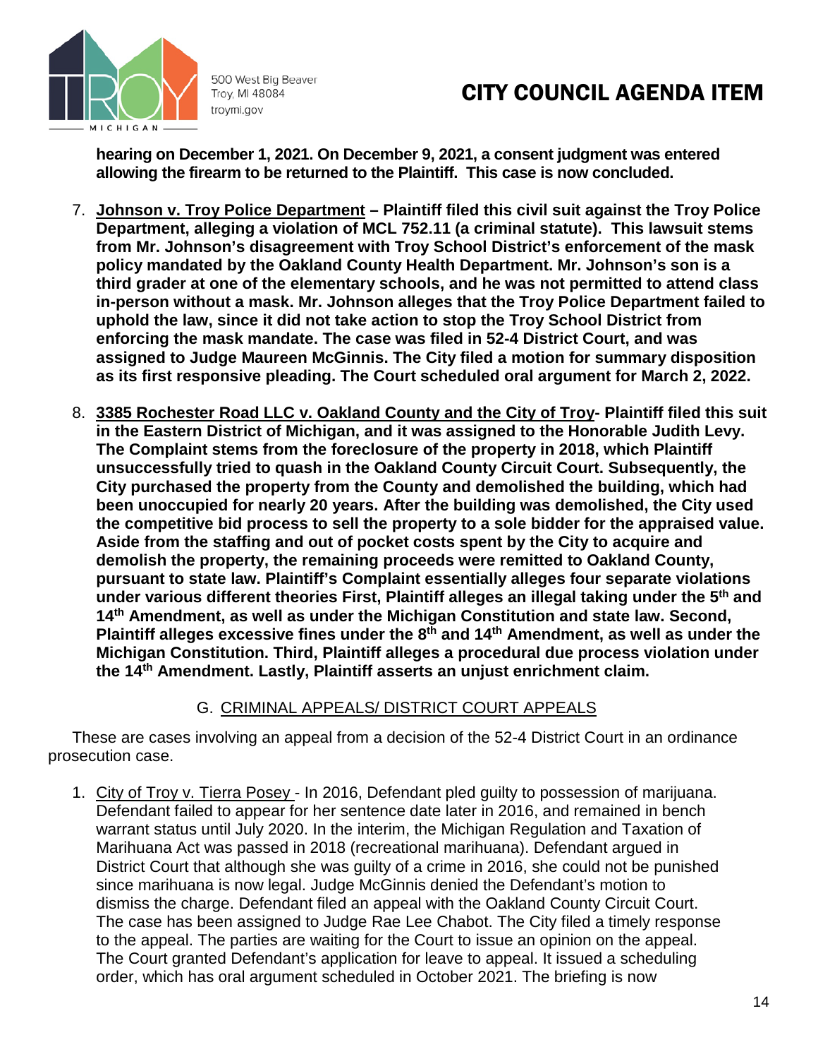**hearing on December 1, 2021. On December 9, 2021, a consent judgment was entered allowing the firearm to be returned to the Plaintiff. This case is now concluded.**

7. **<u>Johnson v. Troy Police Department</u> – Plaintiff filed this civil suit against the Troy Police Department, alleging a violation of MCL 752.11 (a criminal statute). This lawsuit stems from Mr. Johnson's disagreement with Troy School District's enforcement of the mask policy mandated by the Oakland County Health Department. Mr. Johnson's son is a third grader at one of the elementary schools, and he was not permitted to attend class in-person without a mask. Mr. Johnson alleges that the Troy Police Department failed to uphold the law, since it did not take action to stop the Troy School District from enforcing the mask mandate. The case was filed in 52-4 District Court, and was assigned to Judge Maureen McGinnis. The City filed a motion for summary disposition as its first responsive pleading. The Court scheduled oral argument for March 2, 2022.**

8. **<u>3385 Rochester Road LLC v. Oakland County and the City of Troy</u>- Plaintiff filed this suit in the Eastern District of Michigan, and it was assigned to the Honorable Judith Levy. The Complaint stems from the foreclosure of the property in 2018, which Plaintiff unsuccessfully tried to quash in the Oakland County Circuit Court. Subsequently, the City purchased the property from the County and demolished the building, which had been unoccupied for nearly 20 years. After the building was demolished, the City used the competitive bid process to sell the property to a sole bidder for the appraised value. Aside from the staffing and out of pocket costs spent by the City to acquire and demolish the property, the remaining proceeds were remitted to Oakland County, pursuant to state law. Plaintiff's Complaint essentially alleges four separate violations under various different theories First, Plaintiff alleges an illegal taking under the 5th and 14th Amendment, as well as under the Michigan Constitution and state law. Second, Plaintiff alleges excessive fines under the 8th and 14th Amendment, as well as under the Michigan Constitution. Third, Plaintiff alleges a procedural due process violation under the 14th Amendment. Lastly, Plaintiff asserts an unjust enrichment claim.**

## G. <u>CRIMINAL APPEALS/ DISTRICT COURT APPEALS</u>

These are cases involving an appeal from a decision of the 52-4 District Court in an ordinance prosecution case.

1. <u>City of Troy v. Tierra Posey</u> - In 2016, Defendant pled guilty to possession of marijuana. Defendant failed to appear for her sentence date later in 2016, and remained in bench warrant status until July 2020. In the interim, the Michigan Regulation and Taxation of Marihuana Act was passed in 2018 (recreational marihuana). Defendant argued in District Court that although she was guilty of a crime in 2016, she could not be punished since marihuana is now legal. Judge McGinnis denied the Defendant's motion to dismiss the charge. Defendant filed an appeal with the Oakland County Circuit Court. The case has been assigned to Judge Rae Lee Chabot. The City filed a timely response to the appeal. The parties are waiting for the Court to issue an opinion on the appeal. The Court granted Defendant's application for leave to appeal. It issued a scheduling order, which has oral argument scheduled in October 2021. The briefing is now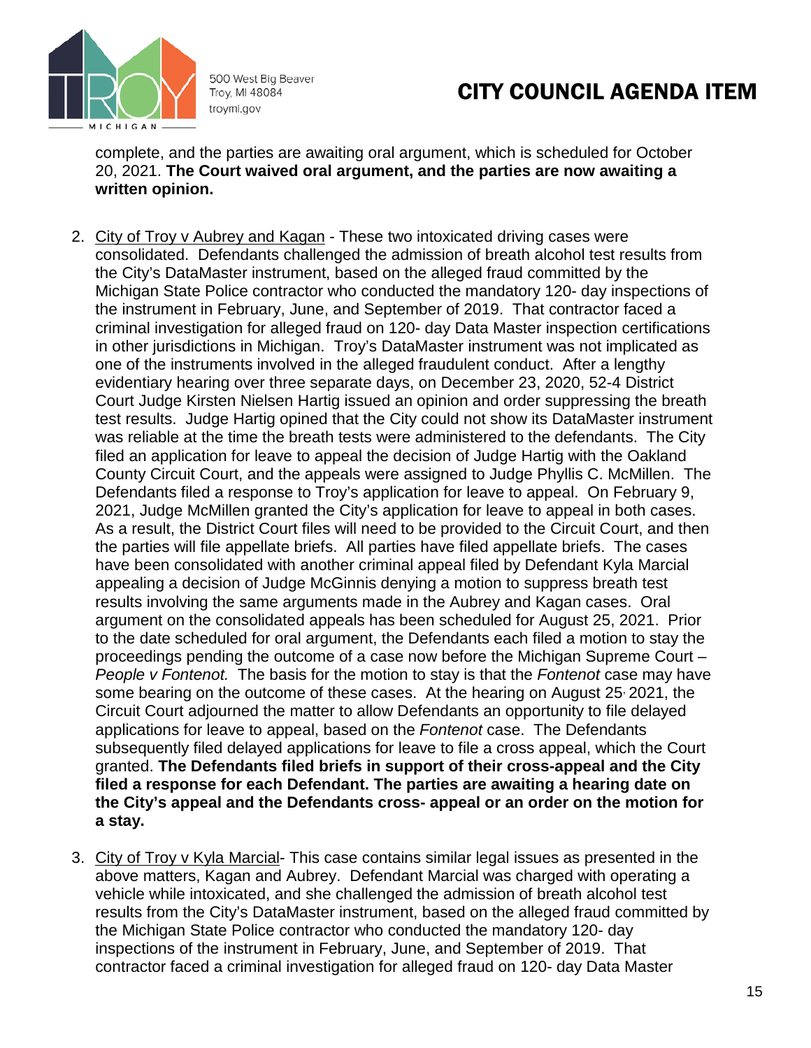complete, and the parties are awaiting oral argument, which is scheduled for October 20, 2021. **The Court waived oral argument, and the parties are now awaiting a written opinion.**

2. City of Troy v Aubrey and Kagan - These two intoxicated driving cases were consolidated. Defendants challenged the admission of breath alcohol test results from the City's DataMaster instrument, based on the alleged fraud committed by the Michigan State Police contractor who conducted the mandatory 120- day inspections of the instrument in February, June, and September of 2019. That contractor faced a criminal investigation for alleged fraud on 120- day Data Master inspection certifications in other jurisdictions in Michigan. Troy's DataMaster instrument was not implicated as one of the instruments involved in the alleged fraudulent conduct. After a lengthy evidentiary hearing over three separate days, on December 23, 2020, 52-4 District Court Judge Kirsten Nielsen Hartig issued an opinion and order suppressing the breath test results. Judge Hartig opined that the City could not show its DataMaster instrument was reliable at the time the breath tests were administered to the defendants. The City filed an application for leave to appeal the decision of Judge Hartig with the Oakland County Circuit Court, and the appeals were assigned to Judge Phyllis C. McMillen. The Defendants filed a response to Troy's application for leave to appeal. On February 9, 2021, Judge McMillen granted the City's application for leave to appeal in both cases. As a result, the District Court files will need to be provided to the Circuit Court, and then the parties will file appellate briefs. All parties have filed appellate briefs. The cases have been consolidated with another criminal appeal filed by Defendant Kyla Marcial appealing a decision of Judge McGinnis denying a motion to suppress breath test results involving the same arguments made in the Aubrey and Kagan cases. Oral argument on the consolidated appeals has been scheduled for August 25, 2021. Prior to the date scheduled for oral argument, the Defendants each filed a motion to stay the proceedings pending the outcome of a case now before the Michigan Supreme Court – *People v Fontenot.* The basis for the motion to stay is that the *Fontenot* case may have some bearing on the outcome of these cases. At the hearing on August 25, 2021, the Circuit Court adjourned the matter to allow Defendants an opportunity to file delayed applications for leave to appeal, based on the *Fontenot* case. The Defendants subsequently filed delayed applications for leave to file a cross appeal, which the Court granted. **The Defendants filed briefs in support of their cross-appeal and the City filed a response for each Defendant. The parties are awaiting a hearing date on the City's appeal and the Defendants cross- appeal or an order on the motion for a stay.**

3. City of Troy v Kyla Marcial- This case contains similar legal issues as presented in the above matters, Kagan and Aubrey. Defendant Marcial was charged with operating a vehicle while intoxicated, and she challenged the admission of breath alcohol test results from the City's DataMaster instrument, based on the alleged fraud committed by the Michigan State Police contractor who conducted the mandatory 120- day inspections of the instrument in February, June, and September of 2019. That contractor faced a criminal investigation for alleged fraud on 120- day Data Master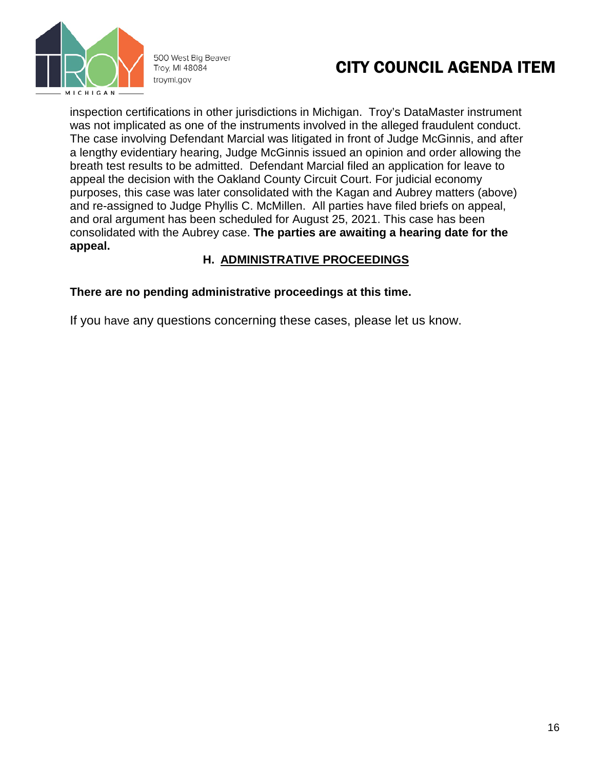inspection certifications in other jurisdictions in Michigan. Troy's DataMaster instrument was not implicated as one of the instruments involved in the alleged fraudulent conduct. The case involving Defendant Marcial was litigated in front of Judge McGinnis, and after a lengthy evidentiary hearing, Judge McGinnis issued an opinion and order allowing the breath test results to be admitted. Defendant Marcial filed an application for leave to appeal the decision with the Oakland County Circuit Court. For judicial economy purposes, this case was later consolidated with the Kagan and Aubrey matters (above) and re-assigned to Judge Phyllis C. McMillen. All parties have filed briefs on appeal, and oral argument has been scheduled for August 25, 2021. This case has been consolidated with the Aubrey case. **The parties are awaiting a hearing date for the appeal.**

## H. ADMINISTRATIVE PROCEEDINGS

**There are no pending administrative proceedings at this time.**

If you have any questions concerning these cases, please let us know.